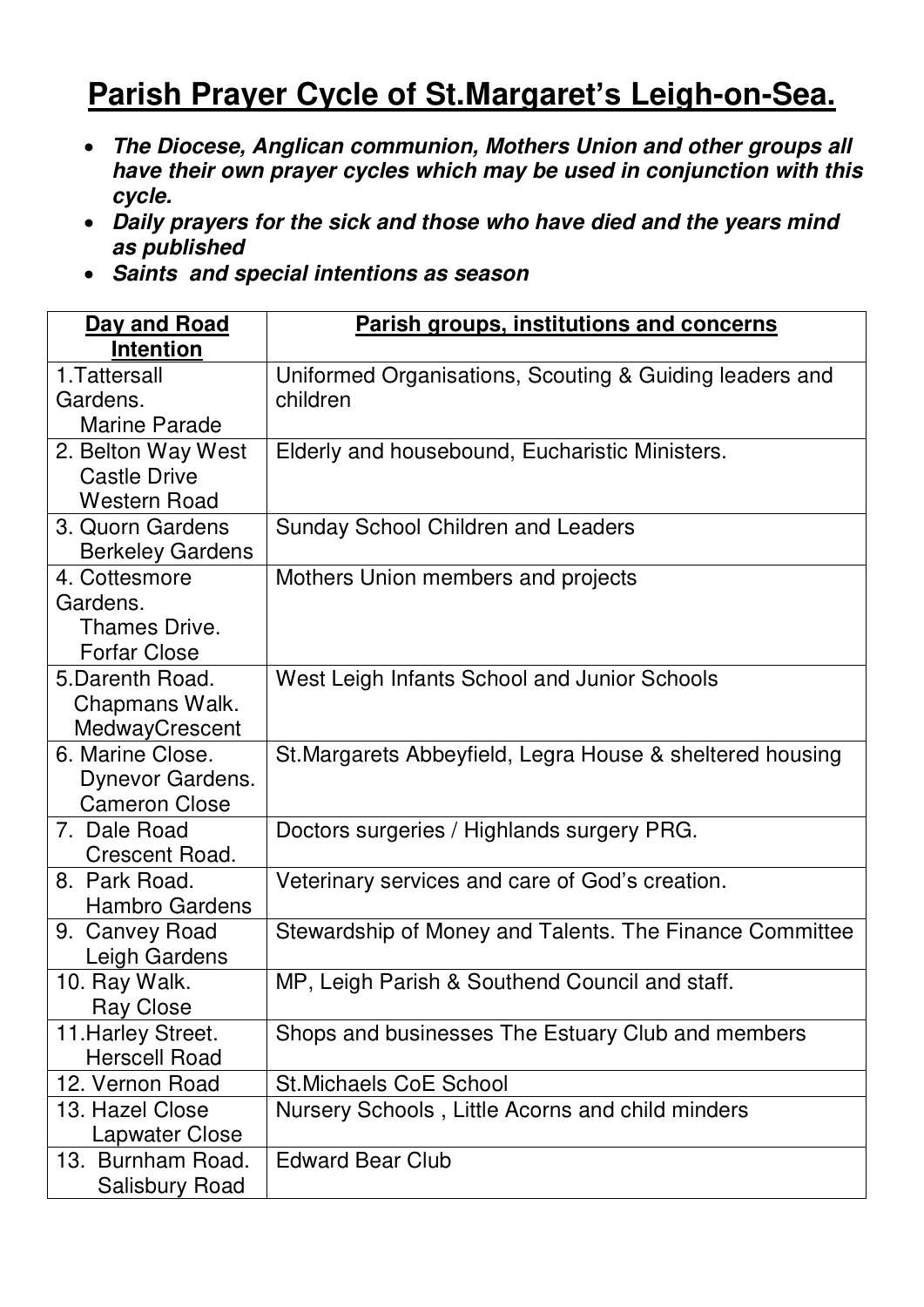# Parish Prayer Cycle of St.Margaret's Leigh-on-Sea.

- ***The Diocese, Anglican communion, Mothers Union and other groups all have their own prayer cycles which may be used in conjunction with this cycle.***
- ***Daily prayers for the sick and those who have died and the years mind as published***
- ***Saints and special intentions as season***

| Day and Road Intention | Parish groups, institutions and concerns |
|---|---|
| 1.Tattersall Gardens. Marine Parade | Uniformed Organisations, Scouting & Guiding leaders and children |
| 2. Belton Way West Castle Drive Western Road | Elderly and housebound, Eucharistic Ministers. |
| 3. Quorn Gardens Berkeley Gardens | Sunday School Children and Leaders |
| 4. Cottesmore Gardens. Thames Drive. Forfar Close | Mothers Union members and projects |
| 5.Darenth Road. Chapmans Walk. MedwayCrescent | West Leigh Infants School and Junior Schools |
| 6. Marine Close. Dynevor Gardens. Cameron Close | St.Margarets Abbeyfield, Legra House & sheltered housing |
| 7. Dale Road Crescent Road. | Doctors surgeries / Highlands surgery PRG. |
| 8. Park Road. Hambro Gardens | Veterinary services and care of God's creation. |
| 9. Canvey Road Leigh Gardens | Stewardship of Money and Talents. The Finance Committee |
| 10. Ray Walk. Ray Close | MP, Leigh Parish & Southend Council and staff. |
| 11.Harley Street. Herscell Road | Shops and businesses The Estuary Club and members |
| 12. Vernon Road | St.Michaels CoE School |
| 13. Hazel Close Lapwater Close | Nursery Schools , Little Acorns and child minders |
| 13. Burnham Road. Salisbury Road | Edward Bear Club |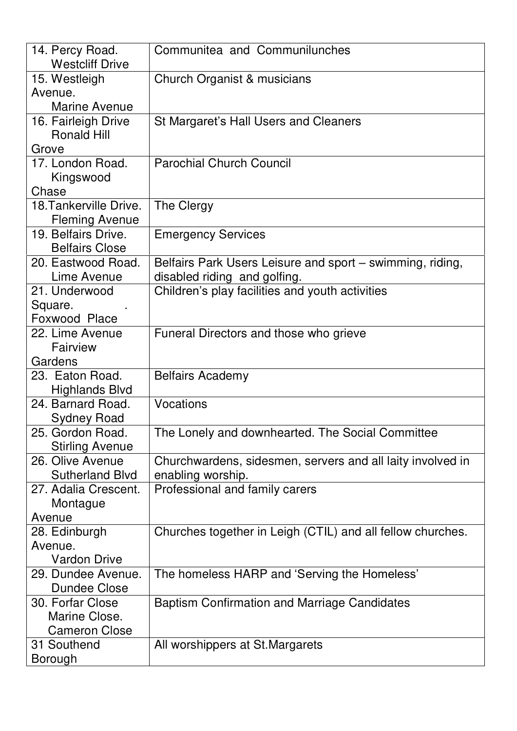| | |
|---|---|
| 14. Percy Road. Westcliff Drive | Communitea and Communilunches |
| 15. Westleigh Avenue. Marine Avenue | Church Organist & musicians |
| 16. Fairleigh Drive Ronald Hill Grove | St Margaret's Hall Users and Cleaners |
| 17. London Road. Kingswood Chase | Parochial Church Council |
| 18.Tankerville Drive. Fleming Avenue | The Clergy |
| 19. Belfairs Drive. Belfairs Close | Emergency Services |
| 20. Eastwood Road. Lime Avenue | Belfairs Park Users Leisure and sport – swimming, riding, disabled riding and golfing. |
| 21. Underwood Square. . Foxwood Place | Children's play facilities and youth activities |
| 22. Lime Avenue Fairview Gardens | Funeral Directors and those who grieve |
| 23. Eaton Road. Highlands Blvd | Belfairs Academy |
| 24. Barnard Road. Sydney Road | Vocations |
| 25. Gordon Road. Stirling Avenue | The Lonely and downhearted. The Social Committee |
| 26. Olive Avenue Sutherland Blvd | Churchwardens, sidesmen, servers and all laity involved in enabling worship. |
| 27. Adalia Crescent. Montague Avenue | Professional and family carers |
| 28. Edinburgh Avenue. Vardon Drive | Churches together in Leigh (CTIL) and all fellow churches. |
| 29. Dundee Avenue. Dundee Close | The homeless HARP and 'Serving the Homeless' |
| 30. Forfar Close Marine Close. Cameron Close | Baptism Confirmation and Marriage Candidates |
| 31 Southend Borough | All worshippers at St.Margarets |